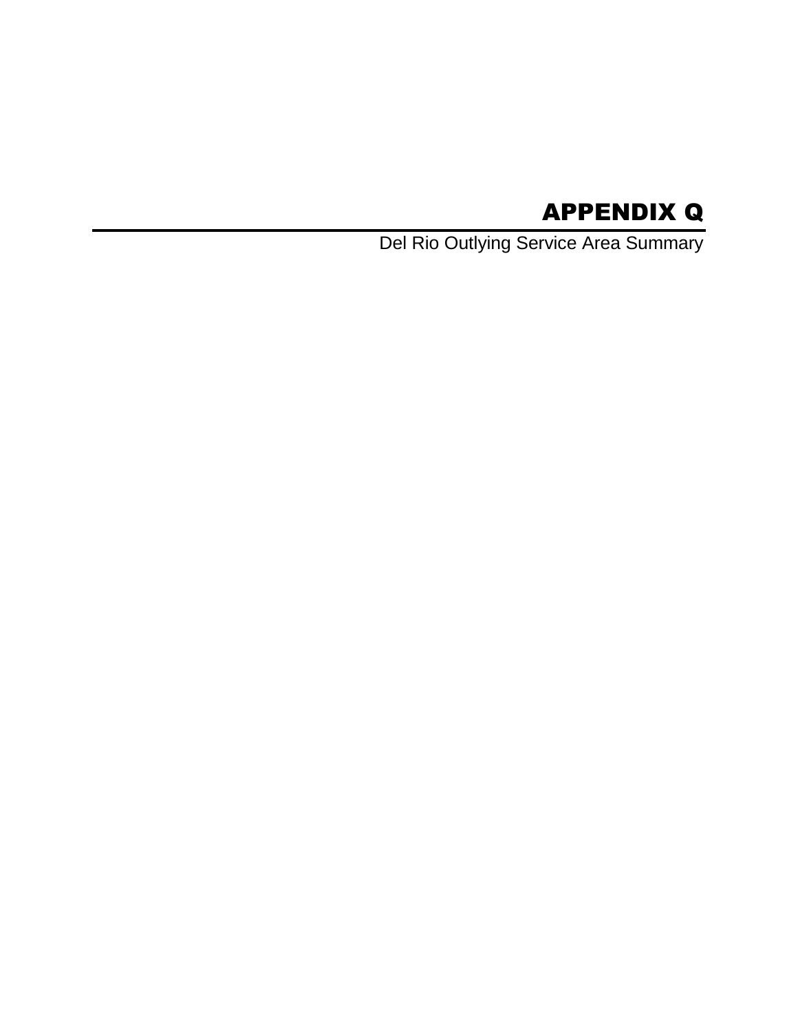# APPENDIX Q

Del Rio Outlying Service Area Summary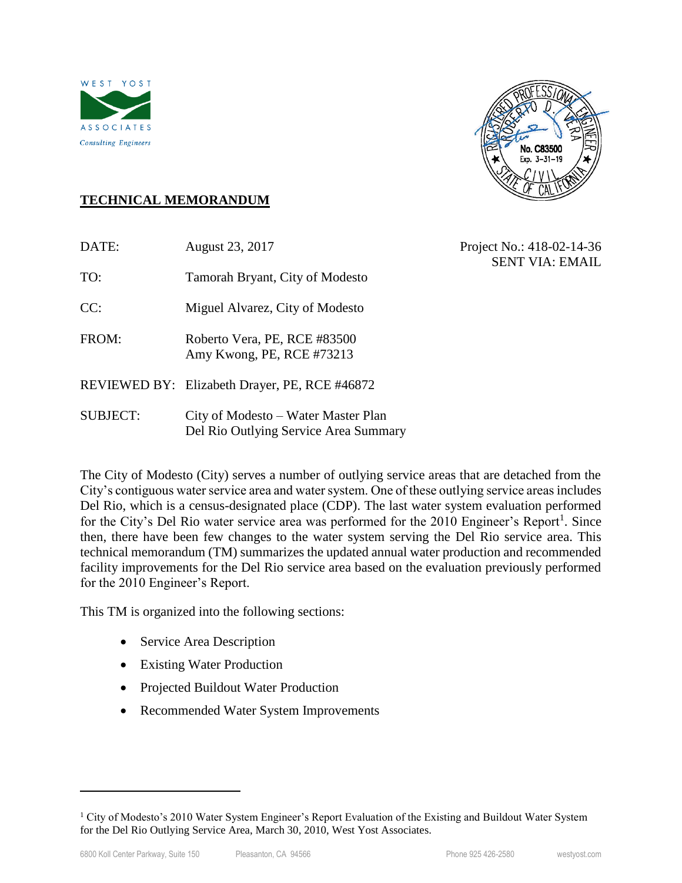**WEST YOST ASSOCIATES**
*Consulting Engineers*

## TECHNICAL MEMORANDUM

| | | |
|---|---|---|
| DATE: | August 23, 2017 | Project No.: 418-02-14-36<br>SENT VIA: EMAIL |
| TO: | Tamorah Bryant, City of Modesto | |
| CC: | Miguel Alvarez, City of Modesto | |
| FROM: | Roberto Vera, PE, RCE #83500<br>Amy Kwong, PE, RCE #73213 | |
| REVIEWED BY: | Elizabeth Drayer, PE, RCE #46872 | |
| SUBJECT: | City of Modesto – Water Master Plan<br>Del Rio Outlying Service Area Summary | |

The City of Modesto (City) serves a number of outlying service areas that are detached from the City's contiguous water service area and water system. One of these outlying service areas includes Del Rio, which is a census-designated place (CDP). The last water system evaluation performed for the City's Del Rio water service area was performed for the 2010 Engineer's Report[1]. Since then, there have been few changes to the water system serving the Del Rio service area. This technical memorandum (TM) summarizes the updated annual water production and recommended facility improvements for the Del Rio service area based on the evaluation previously performed for the 2010 Engineer's Report.

This TM is organized into the following sections:

- Service Area Description
- Existing Water Production
- Projected Buildout Water Production
- Recommended Water System Improvements

---

[1] City of Modesto's 2010 Water System Engineer's Report Evaluation of the Existing and Buildout Water System for the Del Rio Outlying Service Area, March 30, 2010, West Yost Associates.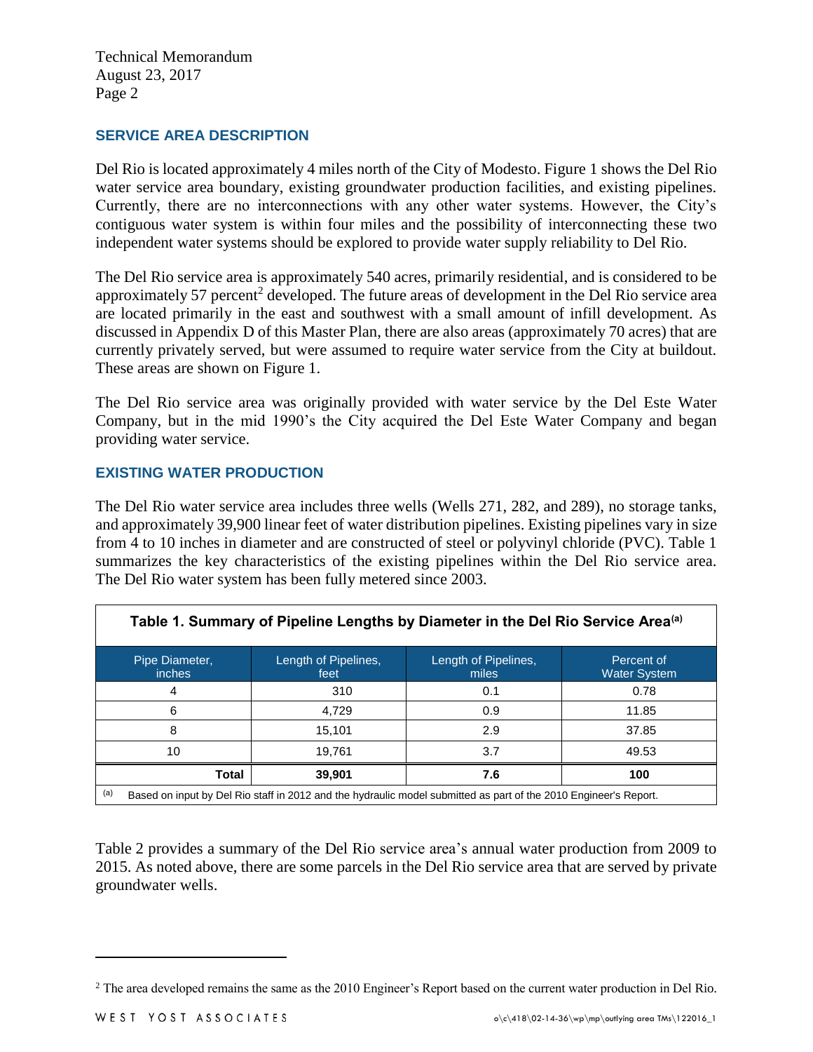## SERVICE AREA DESCRIPTION

Del Rio is located approximately 4 miles north of the City of Modesto. Figure 1 shows the Del Rio water service area boundary, existing groundwater production facilities, and existing pipelines. Currently, there are no interconnections with any other water systems. However, the City's contiguous water system is within four miles and the possibility of interconnecting these two independent water systems should be explored to provide water supply reliability to Del Rio.

The Del Rio service area is approximately 540 acres, primarily residential, and is considered to be approximately 57 percent[2] developed. The future areas of development in the Del Rio service area are located primarily in the east and southwest with a small amount of infill development. As discussed in Appendix D of this Master Plan, there are also areas (approximately 70 acres) that are currently privately served, but were assumed to require water service from the City at buildout. These areas are shown on Figure 1.

The Del Rio service area was originally provided with water service by the Del Este Water Company, but in the mid 1990's the City acquired the Del Este Water Company and began providing water service.

## EXISTING WATER PRODUCTION

The Del Rio water service area includes three wells (Wells 271, 282, and 289), no storage tanks, and approximately 39,900 linear feet of water distribution pipelines. Existing pipelines vary in size from 4 to 10 inches in diameter and are constructed of steel or polyvinyl chloride (PVC). Table 1 summarizes the key characteristics of the existing pipelines within the Del Rio service area. The Del Rio water system has been fully metered since 2003.

**Table 1. Summary of Pipeline Lengths by Diameter in the Del Rio Service Area[(a)]**

| Pipe Diameter, inches | Length of Pipelines, feet | Length of Pipelines, miles | Percent of Water System |
|---|---|---|---|
| 4 | 310 | 0.1 | 0.78 |
| 6 | 4,729 | 0.9 | 11.85 |
| 8 | 15,101 | 2.9 | 37.85 |
| 10 | 19,761 | 3.7 | 49.53 |
| **Total** | **39,901** | **7.6** | **100** |

(a) Based on input by Del Rio staff in 2012 and the hydraulic model submitted as part of the 2010 Engineer's Report.

Table 2 provides a summary of the Del Rio service area's annual water production from 2009 to 2015. As noted above, there are some parcels in the Del Rio service area that are served by private groundwater wells.

---

[2] The area developed remains the same as the 2010 Engineer's Report based on the current water production in Del Rio.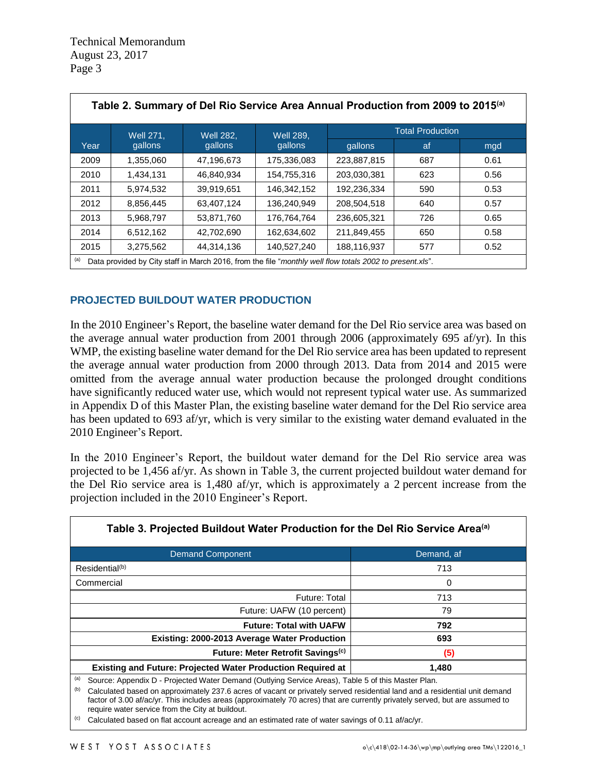**Table 2. Summary of Del Rio Service Area Annual Production from 2009 to 2015[a]**

| Year | Well 271, gallons | Well 282, gallons | Well 289, gallons | Total Production | | |
|---|---|---|---|---|---|---|
| | | | | gallons | af | mgd |
| 2009 | 1,355,060 | 47,196,673 | 175,336,083 | 223,887,815 | 687 | 0.61 |
| 2010 | 1,434,131 | 46,840,934 | 154,755,316 | 203,030,381 | 623 | 0.56 |
| 2011 | 5,974,532 | 39,919,651 | 146,342,152 | 192,236,334 | 590 | 0.53 |
| 2012 | 8,856,445 | 63,407,124 | 136,240,949 | 208,504,518 | 640 | 0.57 |
| 2013 | 5,968,797 | 53,871,760 | 176,764,764 | 236,605,321 | 726 | 0.65 |
| 2014 | 6,512,162 | 42,702,690 | 162,634,602 | 211,849,455 | 650 | 0.58 |
| 2015 | 3,275,562 | 44,314,136 | 140,527,240 | 188,116,937 | 577 | 0.52 |

[a] Data provided by City staff in March 2016, from the file "*monthly well flow totals 2002 to present.xls*".

## PROJECTED BUILDOUT WATER PRODUCTION

In the 2010 Engineer's Report, the baseline water demand for the Del Rio service area was based on the average annual water production from 2001 through 2006 (approximately 695 af/yr). In this WMP, the existing baseline water demand for the Del Rio service area has been updated to represent the average annual water production from 2000 through 2013. Data from 2014 and 2015 were omitted from the average annual water production because the prolonged drought conditions have significantly reduced water use, which would not represent typical water use. As summarized in Appendix D of this Master Plan, the existing baseline water demand for the Del Rio service area has been updated to 693 af/yr, which is very similar to the existing water demand evaluated in the 2010 Engineer's Report.

In the 2010 Engineer's Report, the buildout water demand for the Del Rio service area was projected to be 1,456 af/yr. As shown in Table 3, the current projected buildout water demand for the Del Rio service area is 1,480 af/yr, which is approximately a 2 percent increase from the projection included in the 2010 Engineer's Report.

**Table 3. Projected Buildout Water Production for the Del Rio Service Area[a]**

| Demand Component | Demand, af |
|---|---|
| Residential[b] | 713 |
| Commercial | 0 |
| Future: Total | 713 |
| Future: UAFW (10 percent) | 79 |
| **Future: Total with UAFW** | **792** |
| **Existing: 2000-2013 Average Water Production** | **693** |
| **Future: Meter Retrofit Savings[c]** | **(5)** |
| **Existing and Future: Projected Water Production Required at** | **1,480** |

[a] Source: Appendix D - Projected Water Demand (Outlying Service Areas), Table 5 of this Master Plan.

[b] Calculated based on approximately 237.6 acres of vacant or privately served residential land and a residential unit demand factor of 3.00 af/ac/yr. This includes areas (approximately 70 acres) that are currently privately served, but are assumed to require water service from the City at buildout.

[c] Calculated based on flat account acreage and an estimated rate of water savings of 0.11 af/ac/yr.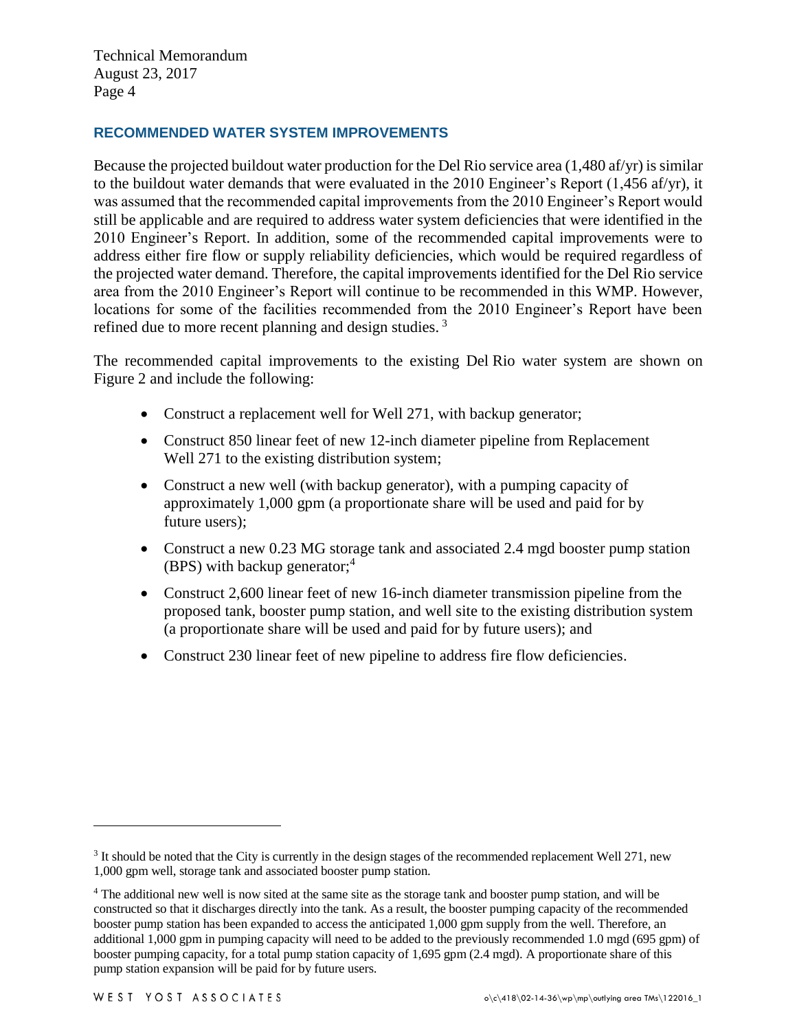## RECOMMENDED WATER SYSTEM IMPROVEMENTS

Because the projected buildout water production for the Del Rio service area (1,480 af/yr) is similar to the buildout water demands that were evaluated in the 2010 Engineer's Report (1,456 af/yr), it was assumed that the recommended capital improvements from the 2010 Engineer's Report would still be applicable and are required to address water system deficiencies that were identified in the 2010 Engineer's Report. In addition, some of the recommended capital improvements were to address either fire flow or supply reliability deficiencies, which would be required regardless of the projected water demand. Therefore, the capital improvements identified for the Del Rio service area from the 2010 Engineer's Report will continue to be recommended in this WMP. However, locations for some of the facilities recommended from the 2010 Engineer's Report have been refined due to more recent planning and design studies. [3]

The recommended capital improvements to the existing Del Rio water system are shown on Figure 2 and include the following:

- Construct a replacement well for Well 271, with backup generator;
- Construct 850 linear feet of new 12-inch diameter pipeline from Replacement Well 271 to the existing distribution system;
- Construct a new well (with backup generator), with a pumping capacity of approximately 1,000 gpm (a proportionate share will be used and paid for by future users);
- Construct a new 0.23 MG storage tank and associated 2.4 mgd booster pump station (BPS) with backup generator;[4]
- Construct 2,600 linear feet of new 16-inch diameter transmission pipeline from the proposed tank, booster pump station, and well site to the existing distribution system (a proportionate share will be used and paid for by future users); and
- Construct 230 linear feet of new pipeline to address fire flow deficiencies.

---

[3] It should be noted that the City is currently in the design stages of the recommended replacement Well 271, new 1,000 gpm well, storage tank and associated booster pump station.

[4] The additional new well is now sited at the same site as the storage tank and booster pump station, and will be constructed so that it discharges directly into the tank. As a result, the booster pumping capacity of the recommended booster pump station has been expanded to access the anticipated 1,000 gpm supply from the well. Therefore, an additional 1,000 gpm in pumping capacity will need to be added to the previously recommended 1.0 mgd (695 gpm) of booster pumping capacity, for a total pump station capacity of 1,695 gpm (2.4 mgd). A proportionate share of this pump station expansion will be paid for by future users.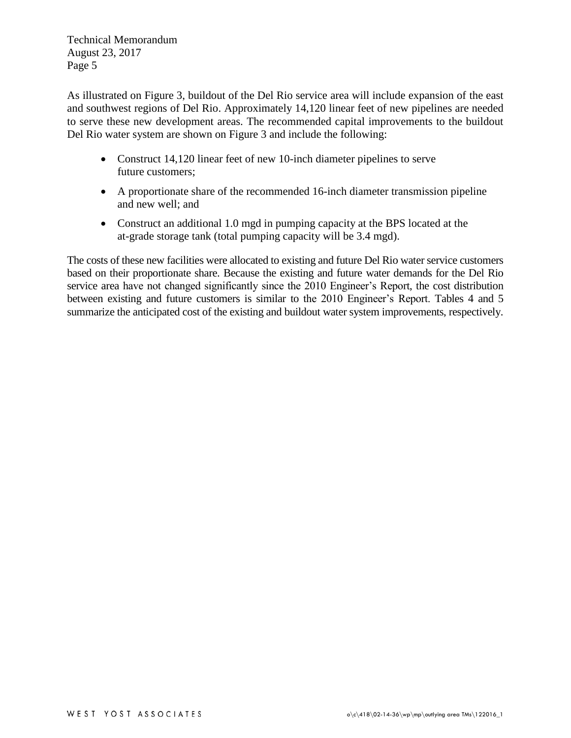As illustrated on Figure 3, buildout of the Del Rio service area will include expansion of the east and southwest regions of Del Rio. Approximately 14,120 linear feet of new pipelines are needed to serve these new development areas. The recommended capital improvements to the buildout Del Rio water system are shown on Figure 3 and include the following:

- Construct 14,120 linear feet of new 10-inch diameter pipelines to serve future customers;
- A proportionate share of the recommended 16-inch diameter transmission pipeline and new well; and
- Construct an additional 1.0 mgd in pumping capacity at the BPS located at the at-grade storage tank (total pumping capacity will be 3.4 mgd).

The costs of these new facilities were allocated to existing and future Del Rio water service customers based on their proportionate share. Because the existing and future water demands for the Del Rio service area have not changed significantly since the 2010 Engineer's Report, the cost distribution between existing and future customers is similar to the 2010 Engineer's Report. Tables 4 and 5 summarize the anticipated cost of the existing and buildout water system improvements, respectively.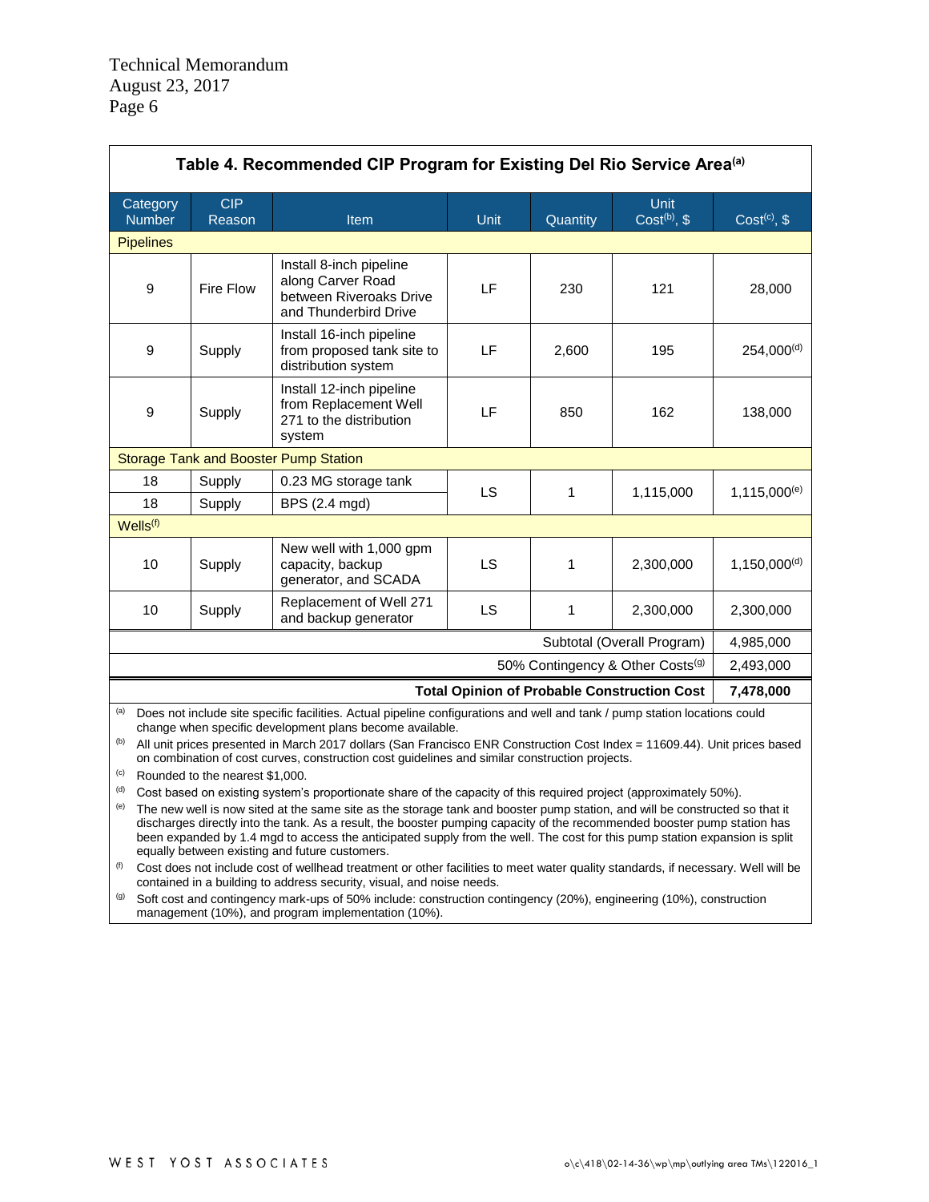**Table 4. Recommended CIP Program for Existing Del Rio Service Area[a]**

| Category Number | CIP Reason | Item | Unit | Quantity | Unit Cost[b], $ | Cost[c], $ |
|---|---|---|---|---|---|---|
| **Pipelines** | | | | | | |
| 9 | Fire Flow | Install 8-inch pipeline along Carver Road between Riveroaks Drive and Thunderbird Drive | LF | 230 | 121 | 28,000 |
| 9 | Supply | Install 16-inch pipeline from proposed tank site to distribution system | LF | 2,600 | 195 | 254,000[d] |
| 9 | Supply | Install 12-inch pipeline from Replacement Well 271 to the distribution system | LF | 850 | 162 | 138,000 |
| **Storage Tank and Booster Pump Station** | | | | | | |
| 18 | Supply | 0.23 MG storage tank | LS | 1 | 1,115,000 | 1,115,000[e] |
| 18 | Supply | BPS (2.4 mgd) | | | | |
| **Wells[f]** | | | | | | |
| 10 | Supply | New well with 1,000 gpm capacity, backup generator, and SCADA | LS | 1 | 2,300,000 | 1,150,000[d] |
| 10 | Supply | Replacement of Well 271 and backup generator | LS | 1 | 2,300,000 | 2,300,000 |
| | | | | | Subtotal (Overall Program) | 4,985,000 |
| | | | | | 50% Contingency & Other Costs[g] | 2,493,000 |
| | | | | | **Total Opinion of Probable Construction Cost** | **7,478,000** |

[a] Does not include site specific facilities. Actual pipeline configurations and well and tank / pump station locations could change when specific development plans become available.

[b] All unit prices presented in March 2017 dollars (San Francisco ENR Construction Cost Index = 11609.44). Unit prices based on combination of cost curves, construction cost guidelines and similar construction projects.

[c] Rounded to the nearest $1,000.

[d] Cost based on existing system's proportionate share of the capacity of this required project (approximately 50%).

[e] The new well is now sited at the same site as the storage tank and booster pump station, and will be constructed so that it discharges directly into the tank. As a result, the booster pumping capacity of the recommended booster pump station has been expanded by 1.4 mgd to access the anticipated supply from the well. The cost for this pump station expansion is split equally between existing and future customers.

[f] Cost does not include cost of wellhead treatment or other facilities to meet water quality standards, if necessary. Well will be contained in a building to address security, visual, and noise needs.

[g] Soft cost and contingency mark-ups of 50% include: construction contingency (20%), engineering (10%), construction management (10%), and program implementation (10%).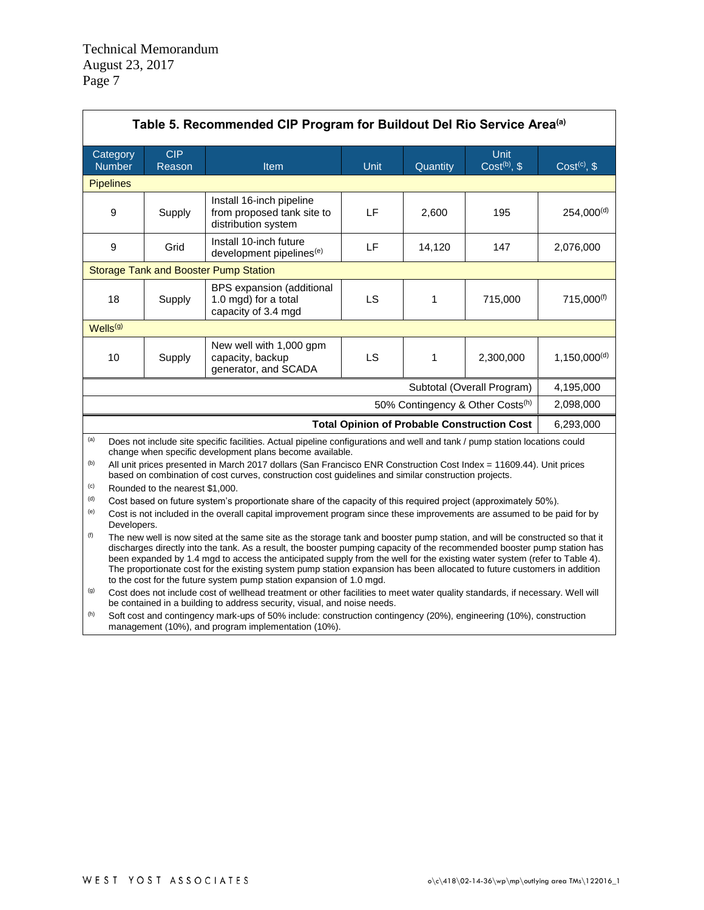## Table 5. Recommended CIP Program for Buildout Del Rio Service Area[a]

| Category Number | CIP Reason | Item | Unit | Quantity | Unit Cost[b], $ | Cost[c], $ |
|---|---|---|---|---|---|---|
| **Pipelines** | | | | | | |
| 9 | Supply | Install 16-inch pipeline from proposed tank site to distribution system | LF | 2,600 | 195 | 254,000[d] |
| 9 | Grid | Install 10-inch future development pipelines[e] | LF | 14,120 | 147 | 2,076,000 |
| **Storage Tank and Booster Pump Station** | | | | | | |
| 18 | Supply | BPS expansion (additional 1.0 mgd) for a total capacity of 3.4 mgd | LS | 1 | 715,000 | 715,000[f] |
| **Wells[g]** | | | | | | |
| 10 | Supply | New well with 1,000 gpm capacity, backup generator, and SCADA | LS | 1 | 2,300,000 | 1,150,000[d] |
| | | | | | Subtotal (Overall Program) | 4,195,000 |
| | | | | | 50% Contingency & Other Costs[h] | 2,098,000 |
| | | | | | **Total Opinion of Probable Construction Cost** | 6,293,000 |

(a) Does not include site specific facilities. Actual pipeline configurations and well and tank / pump station locations could change when specific development plans become available.

(b) All unit prices presented in March 2017 dollars (San Francisco ENR Construction Cost Index = 11609.44). Unit prices based on combination of cost curves, construction cost guidelines and similar construction projects.

(c) Rounded to the nearest $1,000.

(d) Cost based on future system's proportionate share of the capacity of this required project (approximately 50%).

(e) Cost is not included in the overall capital improvement program since these improvements are assumed to be paid for by Developers.

(f) The new well is now sited at the same site as the storage tank and booster pump station, and will be constructed so that it discharges directly into the tank. As a result, the booster pumping capacity of the recommended booster pump station has been expanded by 1.4 mgd to access the anticipated supply from the well for the existing water system (refer to Table 4). The proportionate cost for the existing system pump station expansion has been allocated to future customers in addition to the cost for the future system pump station expansion of 1.0 mgd.

(g) Cost does not include cost of wellhead treatment or other facilities to meet water quality standards, if necessary. Well will be contained in a building to address security, visual, and noise needs.

(h) Soft cost and contingency mark-ups of 50% include: construction contingency (20%), engineering (10%), construction management (10%), and program implementation (10%).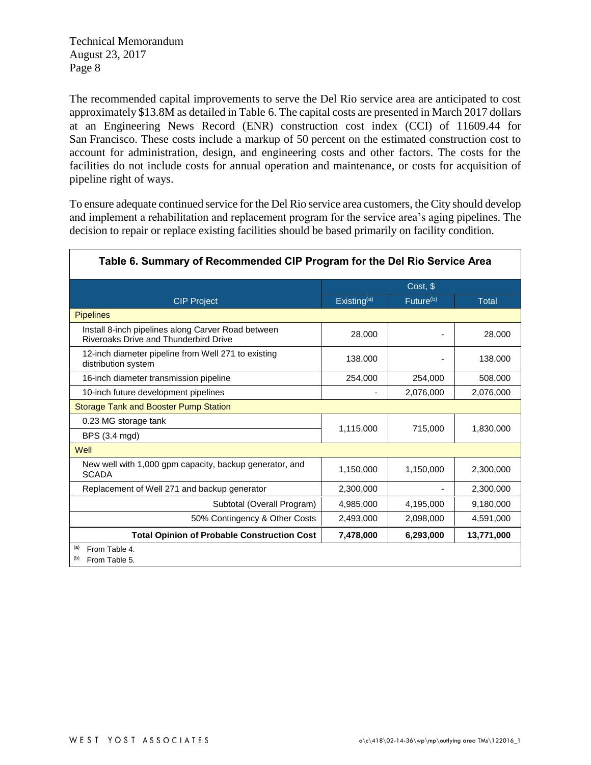The recommended capital improvements to serve the Del Rio service area are anticipated to cost approximately \$13.8M as detailed in Table 6. The capital costs are presented in March 2017 dollars at an Engineering News Record (ENR) construction cost index (CCI) of 11609.44 for San Francisco. These costs include a markup of 50 percent on the estimated construction cost to account for administration, design, and engineering costs and other factors. The costs for the facilities do not include costs for annual operation and maintenance, or costs for acquisition of pipeline right of ways.

To ensure adequate continued service for the Del Rio service area customers, the City should develop and implement a rehabilitation and replacement program for the service area's aging pipelines. The decision to repair or replace existing facilities should be based primarily on facility condition.

**Table 6. Summary of Recommended CIP Program for the Del Rio Service Area**

| CIP Project | Cost, \$ | | |
|---|---|---|---|
| | Existing[a] | Future[b] | Total |
| **Pipelines** | | | |
| Install 8-inch pipelines along Carver Road between Riveroaks Drive and Thunderbird Drive | 28,000 | - | 28,000 |
| 12-inch diameter pipeline from Well 271 to existing distribution system | 138,000 | - | 138,000 |
| 16-inch diameter transmission pipeline | 254,000 | 254,000 | 508,000 |
| 10-inch future development pipelines | - | 2,076,000 | 2,076,000 |
| **Storage Tank and Booster Pump Station** | | | |
| 0.23 MG storage tank<br>BPS (3.4 mgd) | 1,115,000 | 715,000 | 1,830,000 |
| **Well** | | | |
| New well with 1,000 gpm capacity, backup generator, and SCADA | 1,150,000 | 1,150,000 | 2,300,000 |
| Replacement of Well 271 and backup generator | 2,300,000 | - | 2,300,000 |
| Subtotal (Overall Program) | 4,985,000 | 4,195,000 | 9,180,000 |
| 50% Contingency & Other Costs | 2,493,000 | 2,098,000 | 4,591,000 |
| **Total Opinion of Probable Construction Cost** | **7,478,000** | **6,293,000** | **13,771,000** |

[a] From Table 4.
[b] From Table 5.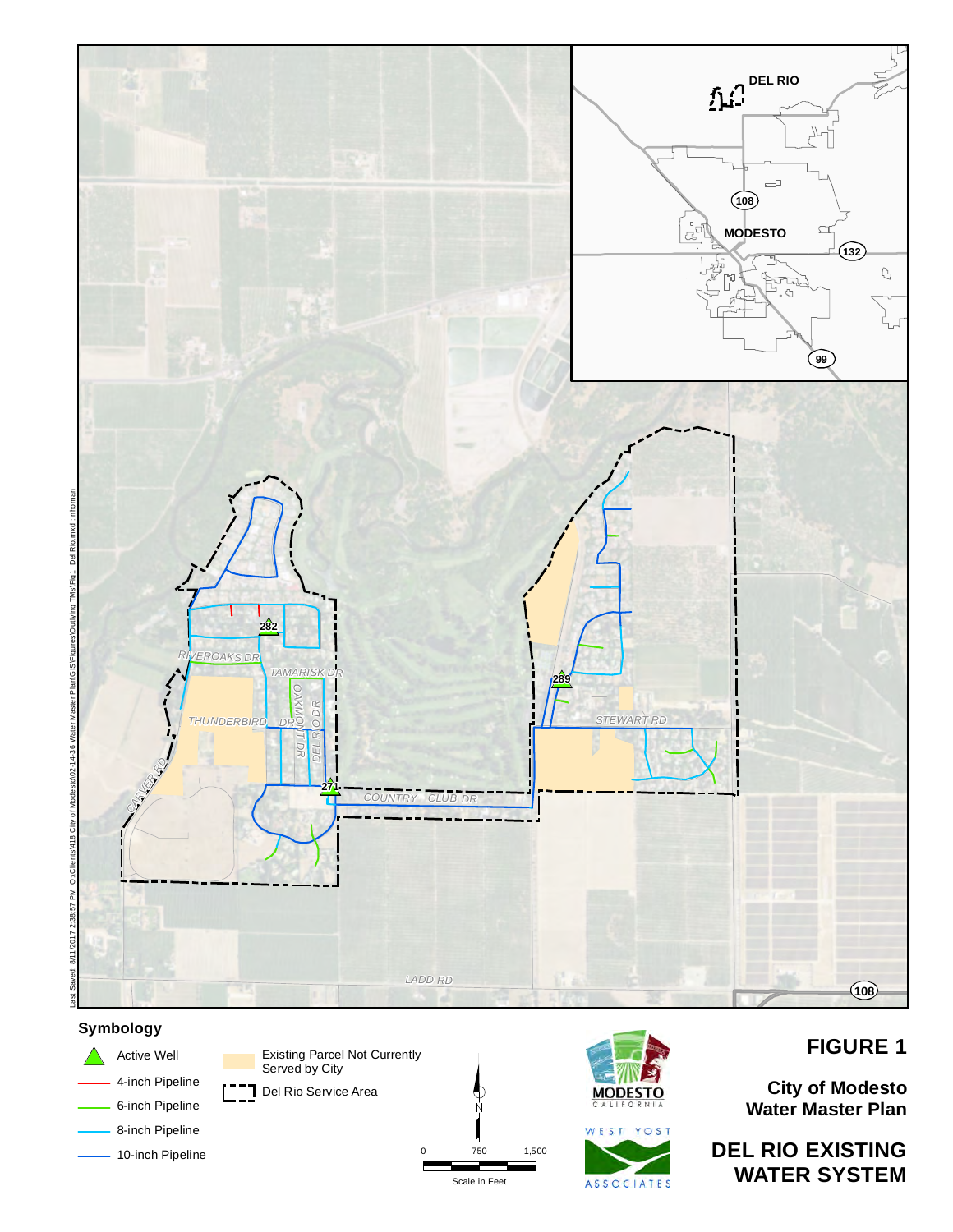**Symbology**

- Active Well
- 4-inch Pipeline
- 6-inch Pipeline
- 8-inch Pipeline
- 10-inch Pipeline
- Existing Parcel Not Currently Served by City
- Del Rio Service Area

0 750 1,500

Scale in Feet

MODESTO CALIFORNIA

WEST YOST ASSOCIATES

# FIGURE 1

**City of Modesto Water Master Plan**

## DEL RIO EXISTING WATER SYSTEM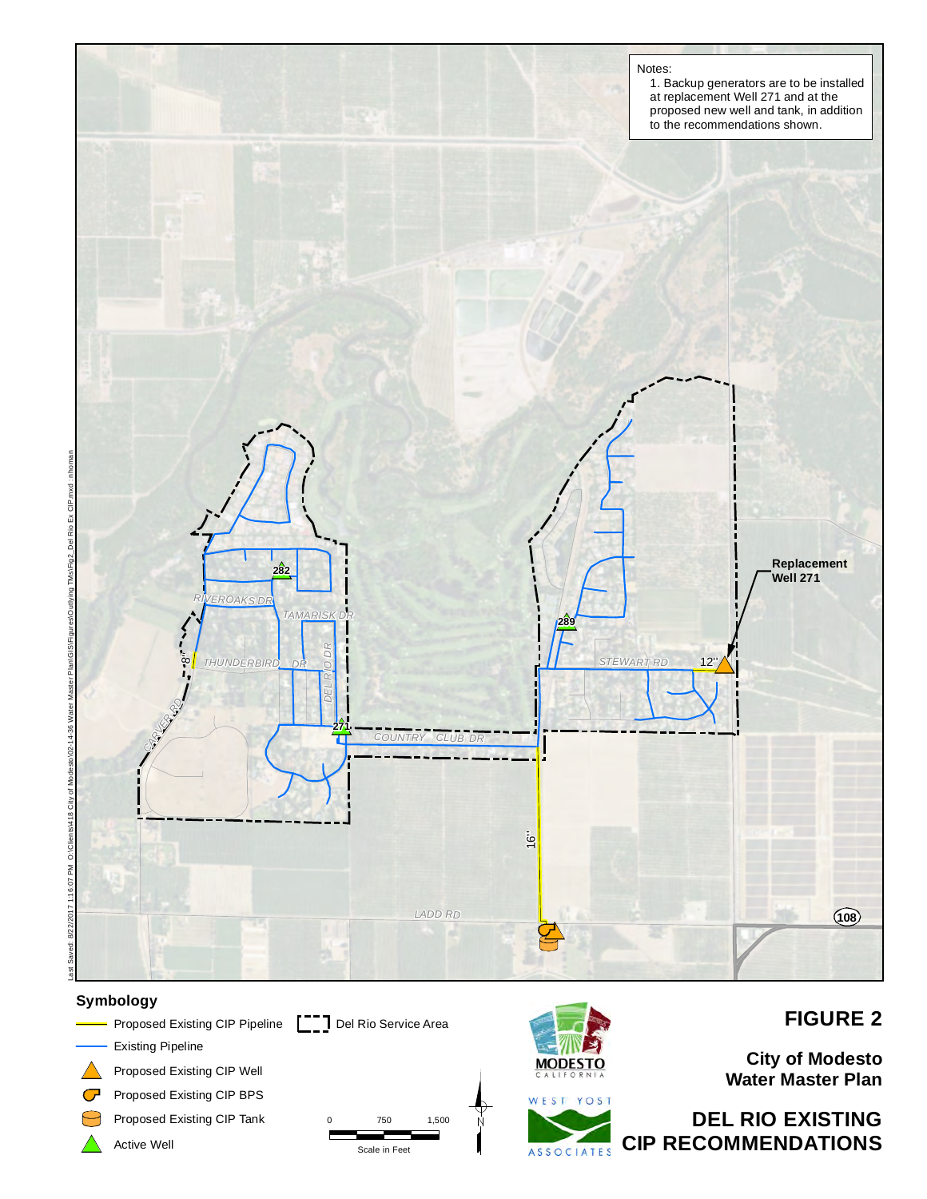Notes:

1. Backup generators are to be installed at replacement Well 271 and at the proposed new well and tank, in addition to the recommendations shown.

Replacement Well 271

282

289

271

RIVEROAKS DR

TAMARISK DR

THUNDERBIRD DR

DEL RIO DR

CARVER RD

COUNTRY CLUB DR

STEWART RD

LADD RD

108

8"

12"

16"

**Symbology**

- Proposed Existing CIP Pipeline
- Existing Pipeline
- Proposed Existing CIP Well
- Proposed Existing CIP BPS
- Proposed Existing CIP Tank
- Active Well
- Del Rio Service Area

0 750 1,500

Scale in Feet

N

MODESTO CALIFORNIA

WEST YOST ASSOCIATES

# FIGURE 2

**City of Modesto Water Master Plan**

## DEL RIO EXISTING CIP RECOMMENDATIONS

Last Saved: 8/22/2017 1:16:07 PM O:\Clients\418 City of Modesto\02-14-36 Water Master Plan\GIS\Figures\Outlying TMs\Fig2_Del Rio Ex CIP.mxd : nhoman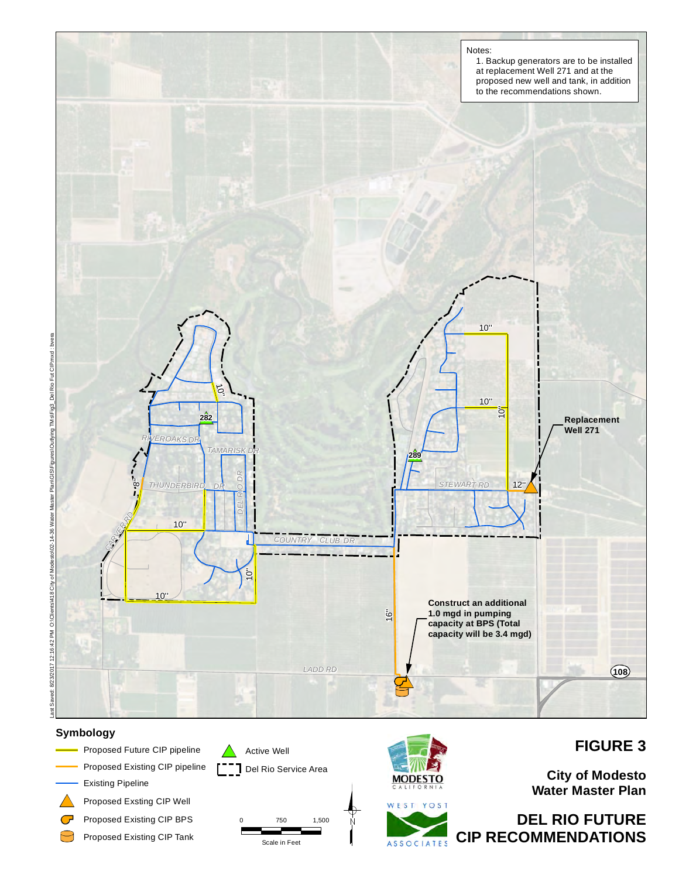Notes:

1. Backup generators are to be installed at replacement Well 271 and at the proposed new well and tank, in addition to the recommendations shown.

10"

10"

10"

282

RIVEROAKS DR

TAMARISK DR

289

THUNDERBIRD DR

DEL RIO DR

STEWART RD

12"

10"

Replacement Well 271

8"

CARVER RD

10"

COUNTRY CLUB DR

10"

10"

16"

Construct an additional 1.0 mgd in pumping capacity at BPS (Total capacity will be 3.4 mgd)

LADD RD

108

Last Saved: 8/23/2017 12:16:42 PM O:\Clients\418 City of Modesto\02-14-36 Water Master Plan\GIS\Figures\Outlying TM's\Fig3_Del Rio Fut CIP.mxd : bvera

## Symbology

- Proposed Future CIP pipeline
- Proposed Existing CIP pipeline
- Existing Pipeline
- Proposed Exsting CIP Well
- Proposed Existing CIP BPS
- Proposed Existing CIP Tank
- Active Well
- Del Rio Service Area

0 750 1,500

Scale in Feet

N

MODESTO CALIFORNIA

WEST YOST ASSOCIATES

# FIGURE 3

**City of Modesto Water Master Plan**

**DEL RIO FUTURE CIP RECOMMENDATIONS**